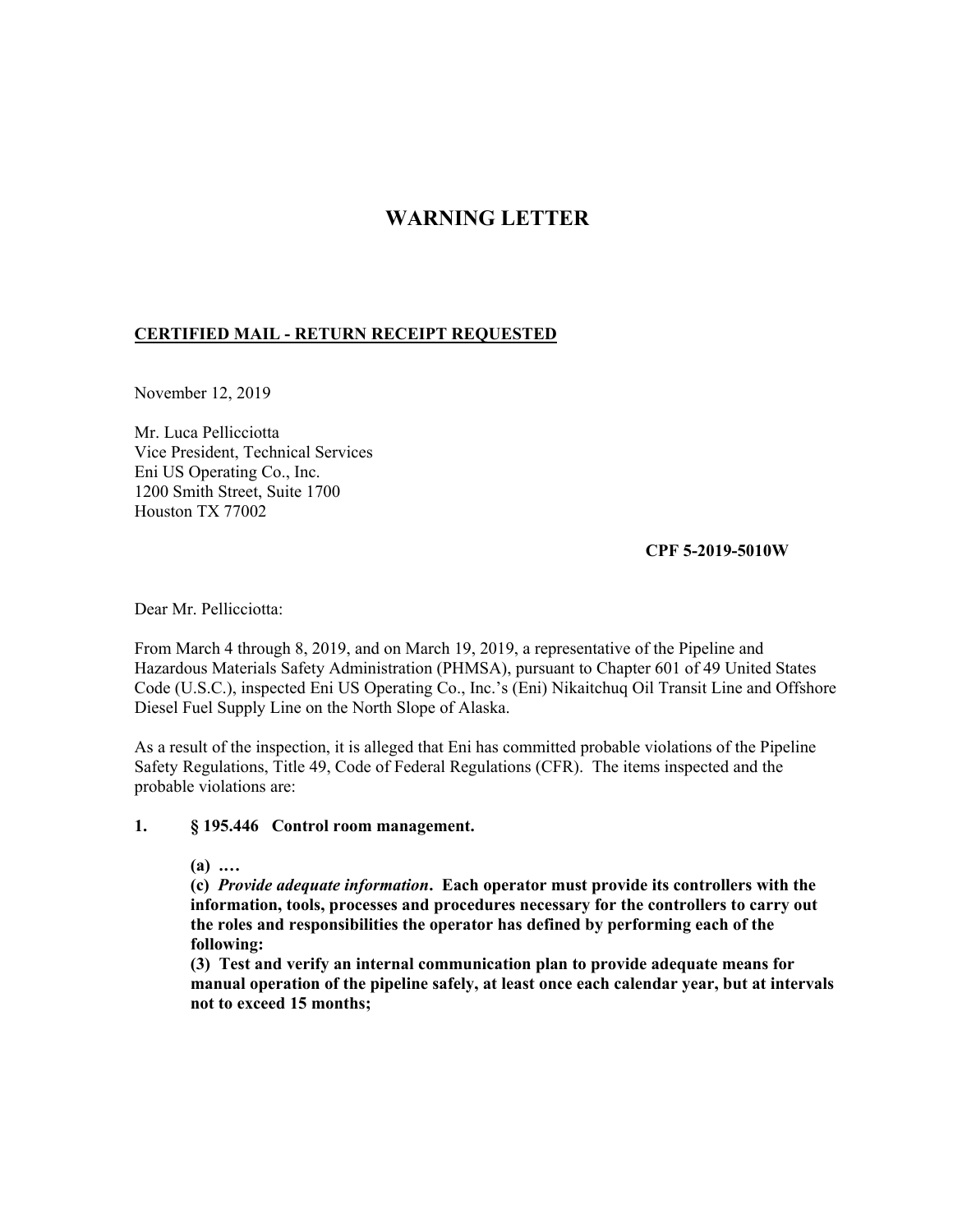# WARNING LETTER

**CERTIFIED MAIL - RETURN RECEIPT REQUESTED**

November 12, 2019

Mr. Luca Pellicciotta  
Vice President, Technical Services  
Eni US Operating Co., Inc.  
1200 Smith Street, Suite 1700  
Houston TX 77002

**CPF 5-2019-5010W**

Dear Mr. Pellicciotta:

From March 4 through 8, 2019, and on March 19, 2019, a representative of the Pipeline and Hazardous Materials Safety Administration (PHMSA), pursuant to Chapter 601 of 49 United States Code (U.S.C.), inspected Eni US Operating Co., Inc.'s (Eni) Nikaitchuq Oil Transit Line and Offshore Diesel Fuel Supply Line on the North Slope of Alaska.

As a result of the inspection, it is alleged that Eni has committed probable violations of the Pipeline Safety Regulations, Title 49, Code of Federal Regulations (CFR). The items inspected and the probable violations are:

**1. § 195.446 Control room management.**

**(a) ….**  
**(c) *Provide adequate information*. Each operator must provide its controllers with the information, tools, processes and procedures necessary for the controllers to carry out the roles and responsibilities the operator has defined by performing each of the following:**  
**(3) Test and verify an internal communication plan to provide adequate means for manual operation of the pipeline safely, at least once each calendar year, but at intervals not to exceed 15 months;**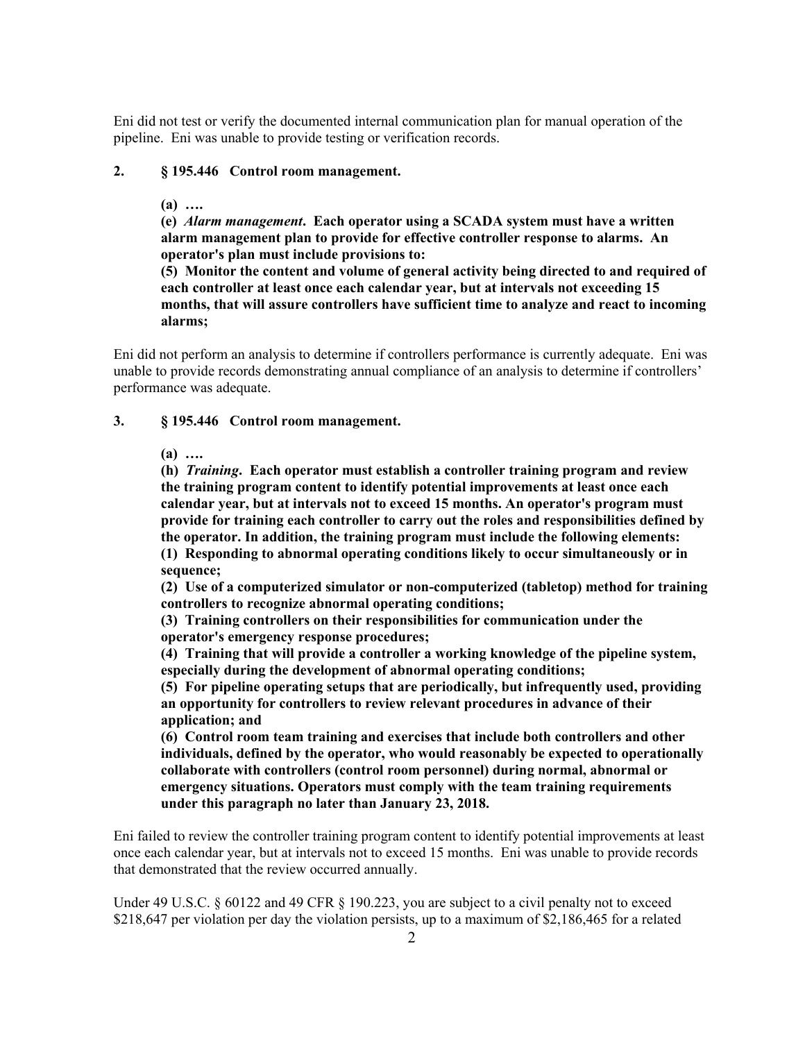Eni did not test or verify the documented internal communication plan for manual operation of the pipeline. Eni was unable to provide testing or verification records.

**2. § 195.446 Control room management.**

> **(a) ….**
>
> **(e)** ***Alarm management*****. Each operator using a SCADA system must have a written alarm management plan to provide for effective controller response to alarms. An operator's plan must include provisions to:**
>
> **(5) Monitor the content and volume of general activity being directed to and required of each controller at least once each calendar year, but at intervals not exceeding 15 months, that will assure controllers have sufficient time to analyze and react to incoming alarms;**

Eni did not perform an analysis to determine if controllers performance is currently adequate. Eni was unable to provide records demonstrating annual compliance of an analysis to determine if controllers' performance was adequate.

**3. § 195.446 Control room management.**

> **(a) ….**
>
> **(h)** ***Training*****. Each operator must establish a controller training program and review the training program content to identify potential improvements at least once each calendar year, but at intervals not to exceed 15 months. An operator's program must provide for training each controller to carry out the roles and responsibilities defined by the operator. In addition, the training program must include the following elements:**
>
> **(1) Responding to abnormal operating conditions likely to occur simultaneously or in sequence;**
>
> **(2) Use of a computerized simulator or non-computerized (tabletop) method for training controllers to recognize abnormal operating conditions;**
>
> **(3) Training controllers on their responsibilities for communication under the operator's emergency response procedures;**
>
> **(4) Training that will provide a controller a working knowledge of the pipeline system, especially during the development of abnormal operating conditions;**
>
> **(5) For pipeline operating setups that are periodically, but infrequently used, providing an opportunity for controllers to review relevant procedures in advance of their application; and**
>
> **(6) Control room team training and exercises that include both controllers and other individuals, defined by the operator, who would reasonably be expected to operationally collaborate with controllers (control room personnel) during normal, abnormal or emergency situations. Operators must comply with the team training requirements under this paragraph no later than January 23, 2018.**

Eni failed to review the controller training program content to identify potential improvements at least once each calendar year, but at intervals not to exceed 15 months. Eni was unable to provide records that demonstrated that the review occurred annually.

Under 49 U.S.C. § 60122 and 49 CFR § 190.223, you are subject to a civil penalty not to exceed $218,647 per violation per day the violation persists, up to a maximum of $2,186,465 for a related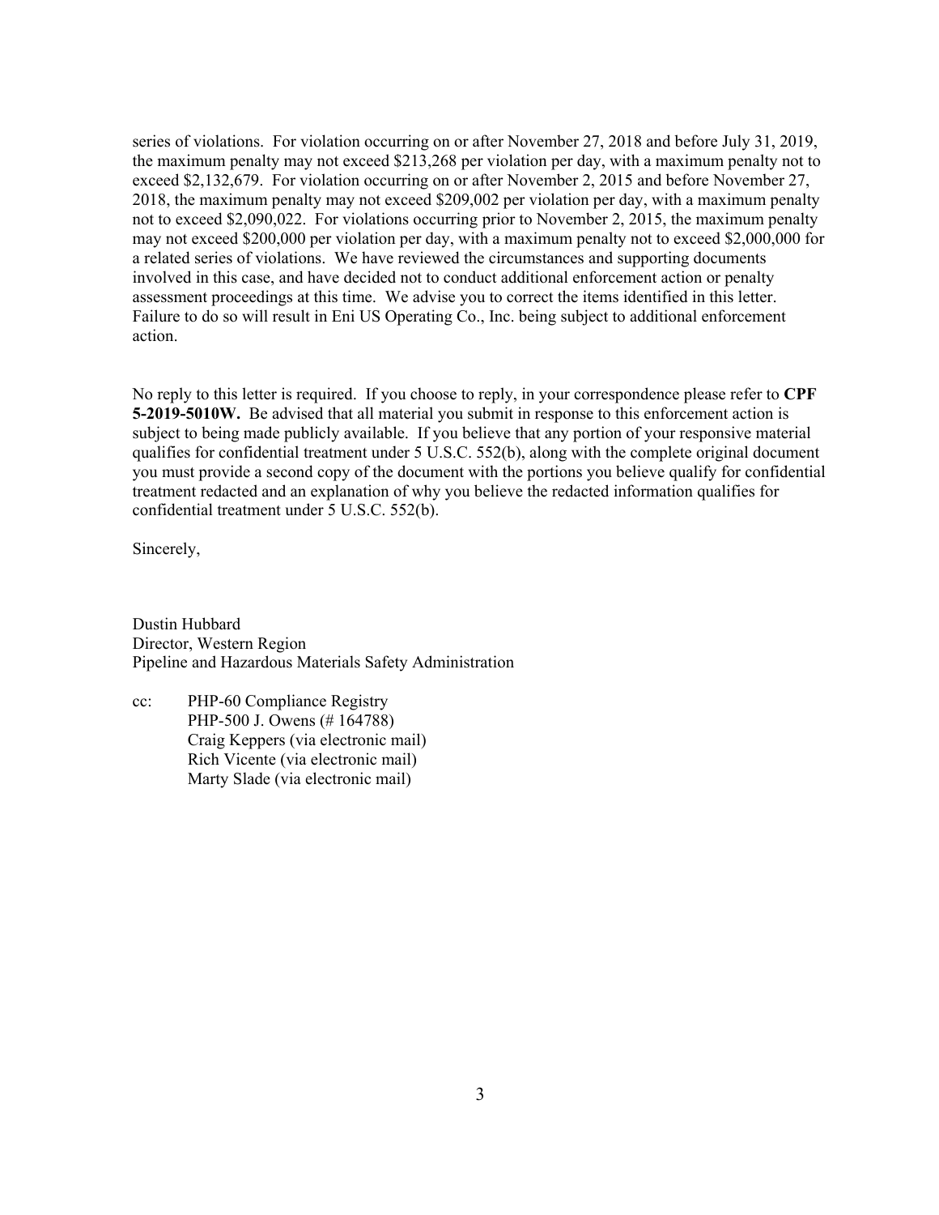series of violations. For violation occurring on or after November 27, 2018 and before July 31, 2019, the maximum penalty may not exceed $213,268 per violation per day, with a maximum penalty not to exceed $2,132,679. For violation occurring on or after November 2, 2015 and before November 27, 2018, the maximum penalty may not exceed $209,002 per violation per day, with a maximum penalty not to exceed $2,090,022. For violations occurring prior to November 2, 2015, the maximum penalty may not exceed $200,000 per violation per day, with a maximum penalty not to exceed $2,000,000 for a related series of violations. We have reviewed the circumstances and supporting documents involved in this case, and have decided not to conduct additional enforcement action or penalty assessment proceedings at this time. We advise you to correct the items identified in this letter. Failure to do so will result in Eni US Operating Co., Inc. being subject to additional enforcement action.

No reply to this letter is required. If you choose to reply, in your correspondence please refer to **CPF 5-2019-5010W.** Be advised that all material you submit in response to this enforcement action is subject to being made publicly available. If you believe that any portion of your responsive material qualifies for confidential treatment under 5 U.S.C. 552(b), along with the complete original document you must provide a second copy of the document with the portions you believe qualify for confidential treatment redacted and an explanation of why you believe the redacted information qualifies for confidential treatment under 5 U.S.C. 552(b).

Sincerely,

Dustin Hubbard
Director, Western Region
Pipeline and Hazardous Materials Safety Administration

cc: PHP-60 Compliance Registry
PHP-500 J. Owens (# 164788)
Craig Keppers (via electronic mail)
Rich Vicente (via electronic mail)
Marty Slade (via electronic mail)